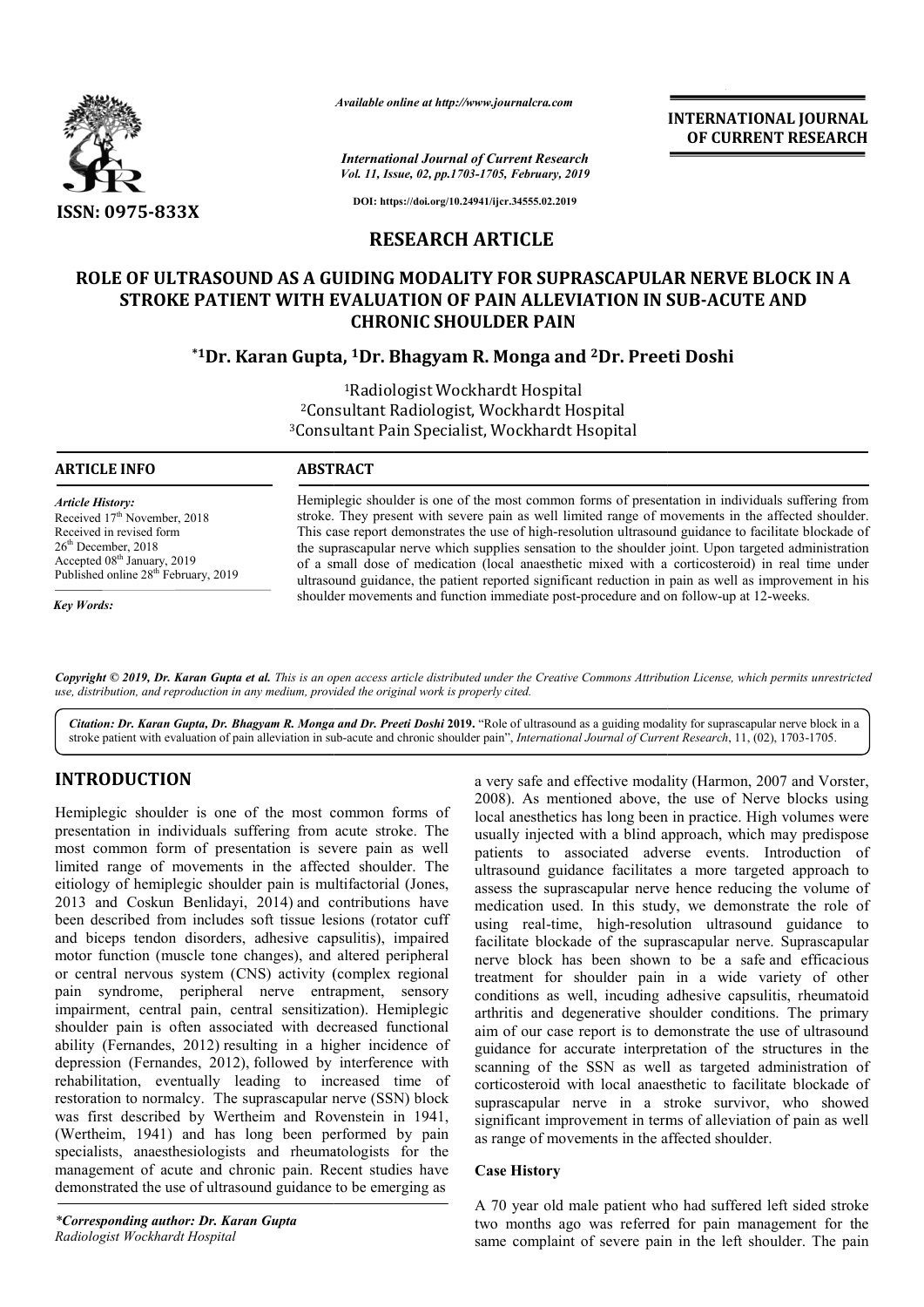ISSN: 0975-833X

*Available online at http://www.journalcra.com*

*International Journal of Current Research*
*Vol. 11, Issue, 02, pp.1703-1705, February, 2019*

**DOI: https://doi.org/10.24941/ijcr.34555.02.2019**

**INTERNATIONAL JOURNAL OF CURRENT RESEARCH**

# RESEARCH ARTICLE

# ROLE OF ULTRASOUND AS A GUIDING MODALITY FOR SUPRASCAPULAR NERVE BLOCK IN A STROKE PATIENT WITH EVALUATION OF PAIN ALLEVIATION IN SUB-ACUTE AND CHRONIC SHOULDER PAIN

**\*[1]Dr. Karan Gupta, [1]Dr. Bhagyam R. Monga and [2]Dr. Preeti Doshi**

[1]Radiologist Wockhardt Hospital
[2]Consultant Radiologist, Wockhardt Hospital
[3]Consultant Pain Specialist, Wockhardt Hsopital

## ARTICLE INFO

*Article History:*
Received 17th November, 2018
Received in revised form
26th December, 2018
Accepted 08th January, 2019
Published online 28th February, 2019

*Key Words:*

## ABSTRACT

Hemiplegic shoulder is one of the most common forms of presentation in individuals suffering from stroke. They present with severe pain as well limited range of movements in the affected shoulder. This case report demonstrates the use of high-resolution ultrasound guidance to facilitate blockade of the suprascapular nerve which supplies sensation to the shoulder joint. Upon targeted administration of a small dose of medication (local anaesthetic mixed with a corticosteroid) in real time under ultrasound guidance, the patient reported significant reduction in pain as well as improvement in his shoulder movements and function immediate post-procedure and on follow-up at 12-weeks.

*Copyright © 2019, Dr. Karan Gupta et al. This is an open access article distributed under the Creative Commons Attribution License, which permits unrestricted use, distribution, and reproduction in any medium, provided the original work is properly cited.*

*Citation: Dr. Karan Gupta, Dr. Bhagyam R. Monga and Dr. Preeti Doshi* **2019.** "Role of ultrasound as a guiding modality for suprascapular nerve block in a stroke patient with evaluation of pain alleviation in sub-acute and chronic shoulder pain", *International Journal of Current Research*, 11, (02), 1703-1705.

## INTRODUCTION

Hemiplegic shoulder is one of the most common forms of presentation in individuals suffering from acute stroke. The most common form of presentation is severe pain as well limited range of movements in the affected shoulder. The eitiology of hemiplegic shoulder pain is multifactorial (Jones, 2013 and Coskun Benlidayi, 2014) and contributions have been described from includes soft tissue lesions (rotator cuff and biceps tendon disorders, adhesive capsulitis), impaired motor function (muscle tone changes), and altered peripheral or central nervous system (CNS) activity (complex regional pain syndrome, peripheral nerve entrapment, sensory impairment, central pain, central sensitization). Hemiplegic shoulder pain is often associated with decreased functional ability (Fernandes, 2012) resulting in a higher incidence of depression (Fernandes, 2012), followed by interference with rehabilitation, eventually leading to increased time of restoration to normalcy. The suprascapular nerve (SSN) block was first described by Wertheim and Rovenstein in 1941, (Wertheim, 1941) and has long been performed by pain specialists, anaesthesiologists and rheumatologists for the management of acute and chronic pain. Recent studies have demonstrated the use of ultrasound guidance to be emerging as a very safe and effective modality (Harmon, 2007 and Vorster, 2008). As mentioned above, the use of Nerve blocks using local anesthetics has long been in practice. High volumes were usually injected with a blind approach, which may predispose patients to associated adverse events. Introduction of ultrasound guidance facilitates a more targeted approach to assess the suprascapular nerve hence reducing the volume of medication used. In this study, we demonstrate the role of using real-time, high-resolution ultrasound guidance to facilitate blockade of the suprascapular nerve. Suprascapular nerve block has been shown to be a safe and efficacious treatment for shoulder pain in a wide variety of other conditions as well, incuding adhesive capsulitis, rheumatoid arthritis and degenerative shoulder conditions. The primary aim of our case report is to demonstrate the use of ultrasound guidance for accurate interpretation of the structures in the scanning of the SSN as well as targeted administration of corticosteroid with local anaesthetic to facilitate blockade of suprascapular nerve in a stroke survivor, who showed significant improvement in terms of alleviation of pain as well as range of movements in the affected shoulder.

### Case History

A 70 year old male patient who had suffered left sided stroke two months ago was referred for pain management for the same complaint of severe pain in the left shoulder. The pain

*\*Corresponding author: Dr. Karan Gupta*
*Radiologist Wockhardt Hospital*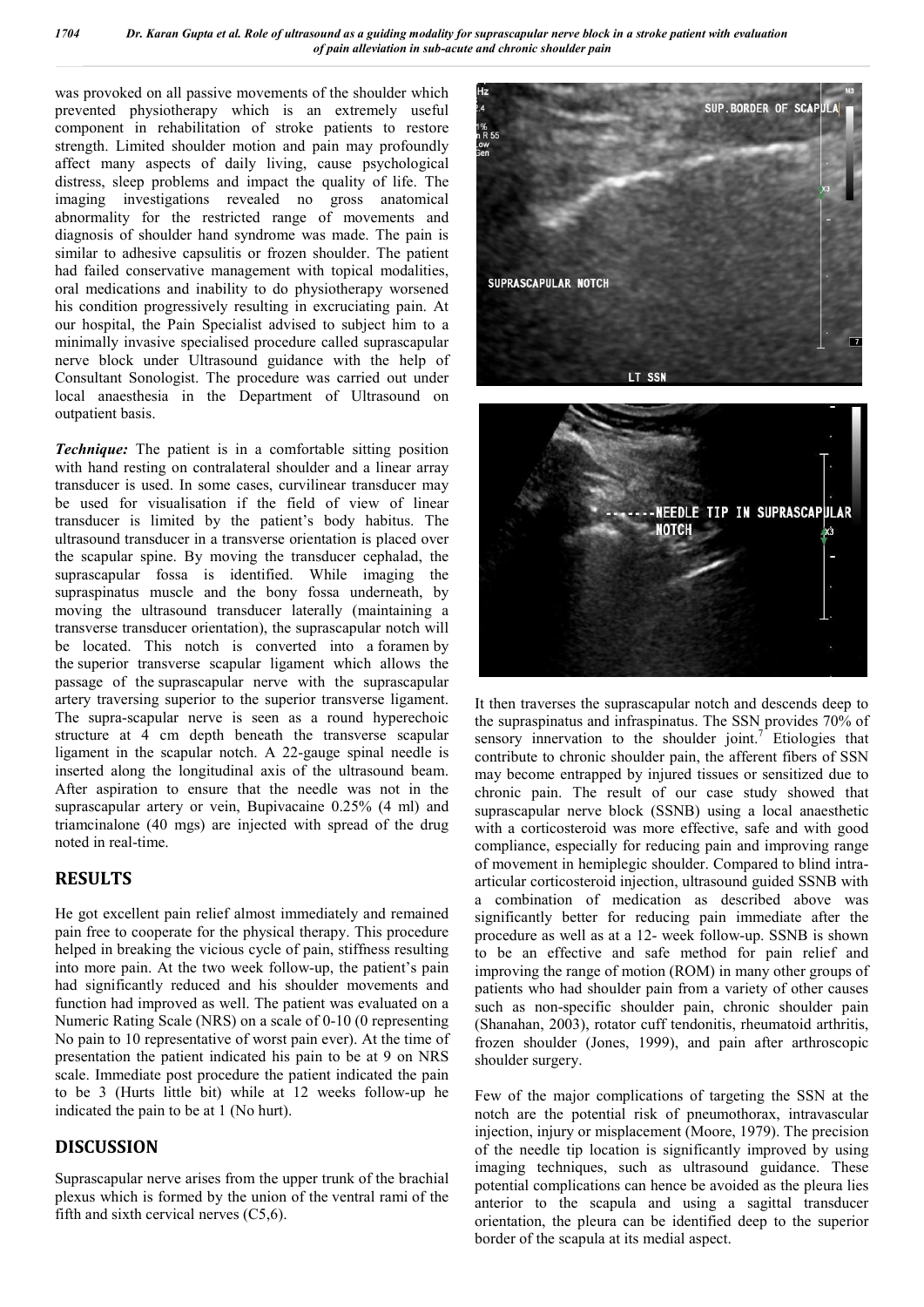was provoked on all passive movements of the shoulder which prevented physiotherapy which is an extremely useful component in rehabilitation of stroke patients to restore strength. Limited shoulder motion and pain may profoundly affect many aspects of daily living, cause psychological distress, sleep problems and impact the quality of life. The imaging investigations revealed no gross anatomical abnormality for the restricted range of movements and diagnosis of shoulder hand syndrome was made. The pain is similar to adhesive capsulitis or frozen shoulder. The patient had failed conservative management with topical modalities, oral medications and inability to do physiotherapy worsened his condition progressively resulting in excruciating pain. At our hospital, the Pain Specialist advised to subject him to a minimally invasive specialised procedure called suprascapular nerve block under Ultrasound guidance with the help of Consultant Sonologist. The procedure was carried out under local anaesthesia in the Department of Ultrasound on outpatient basis.

***Technique:*** The patient is in a comfortable sitting position with hand resting on contralateral shoulder and a linear array transducer is used. In some cases, curvilinear transducer may be used for visualisation if the field of view of linear transducer is limited by the patient's body habitus. The ultrasound transducer in a transverse orientation is placed over the scapular spine. By moving the transducer cephalad, the suprascapular fossa is identified. While imaging the supraspinatus muscle and the bony fossa underneath, by moving the ultrasound transducer laterally (maintaining a transverse transducer orientation), the suprascapular notch will be located. This notch is converted into a foramen by the superior transverse scapular ligament which allows the passage of the suprascapular nerve with the suprascapular artery traversing superior to the superior transverse ligament. The supra-scapular nerve is seen as a round hyperechoic structure at 4 cm depth beneath the transverse scapular ligament in the scapular notch. A 22-gauge spinal needle is inserted along the longitudinal axis of the ultrasound beam. After aspiration to ensure that the needle was not in the suprascapular artery or vein, Bupivacaine 0.25% (4 ml) and triamcinalone (40 mgs) are injected with spread of the drug noted in real-time.

## RESULTS

He got excellent pain relief almost immediately and remained pain free to cooperate for the physical therapy. This procedure helped in breaking the vicious cycle of pain, stiffness resulting into more pain. At the two week follow-up, the patient's pain had significantly reduced and his shoulder movements and function had improved as well. The patient was evaluated on a Numeric Rating Scale (NRS) on a scale of 0-10 (0 representing No pain to 10 representative of worst pain ever). At the time of presentation the patient indicated his pain to be at 9 on NRS scale. Immediate post procedure the patient indicated the pain to be 3 (Hurts little bit) while at 12 weeks follow-up he indicated the pain to be at 1 (No hurt).

## DISCUSSION

Suprascapular nerve arises from the upper trunk of the brachial plexus which is formed by the union of the ventral rami of the fifth and sixth cervical nerves (C5,6).

It then traverses the suprascapular notch and descends deep to the supraspinatus and infraspinatus. The SSN provides 70% of sensory innervation to the shoulder joint.[7] Etiologies that contribute to chronic shoulder pain, the afferent fibers of SSN may become entrapped by injured tissues or sensitized due to chronic pain. The result of our case study showed that suprascapular nerve block (SSNB) using a local anaesthetic with a corticosteroid was more effective, safe and with good compliance, especially for reducing pain and improving range of movement in hemiplegic shoulder. Compared to blind intra-articular corticosteroid injection, ultrasound guided SSNB with a combination of medication as described above was significantly better for reducing pain immediate after the procedure as well as at a 12- week follow-up. SSNB is shown to be an effective and safe method for pain relief and improving the range of motion (ROM) in many other groups of patients who had shoulder pain from a variety of other causes such as non-specific shoulder pain, chronic shoulder pain (Shanahan, 2003), rotator cuff tendonitis, rheumatoid arthritis, frozen shoulder (Jones, 1999), and pain after arthroscopic shoulder surgery.

Few of the major complications of targeting the SSN at the notch are the potential risk of pneumothorax, intravascular injection, injury or misplacement (Moore, 1979). The precision of the needle tip location is significantly improved by using imaging techniques, such as ultrasound guidance. These potential complications can hence be avoided as the pleura lies anterior to the scapula and using a sagittal transducer orientation, the pleura can be identified deep to the superior border of the scapula at its medial aspect.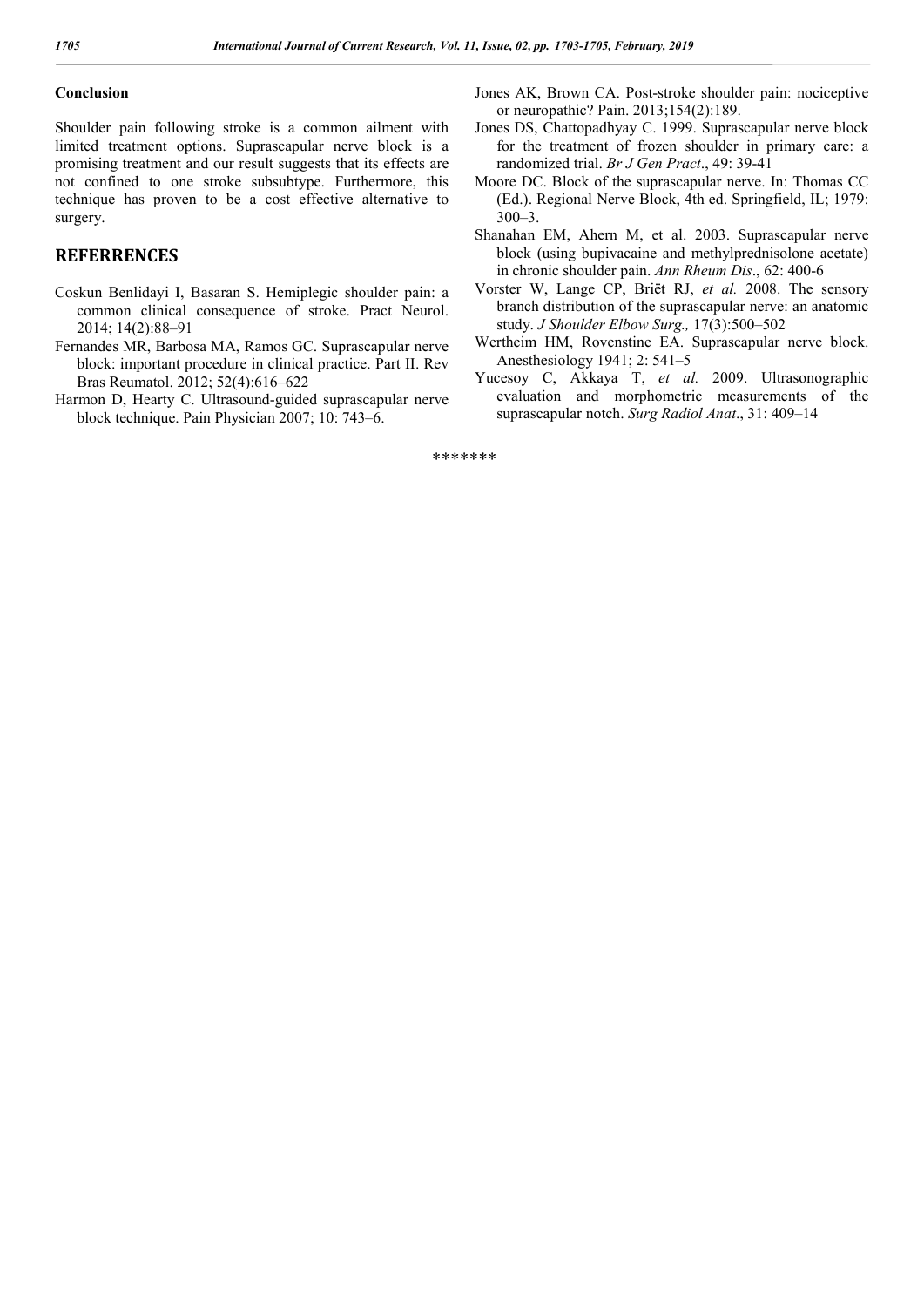### Conclusion

Shoulder pain following stroke is a common ailment with limited treatment options. Suprascapular nerve block is a promising treatment and our result suggests that its effects are not confined to one stroke subsubtype. Furthermore, this technique has proven to be a cost effective alternative to surgery.

## REFERRENCES

Coskun Benlidayi I, Basaran S. Hemiplegic shoulder pain: a common clinical consequence of stroke. Pract Neurol. 2014; 14(2):88–91

Fernandes MR, Barbosa MA, Ramos GC. Suprascapular nerve block: important procedure in clinical practice. Part II. Rev Bras Reumatol. 2012; 52(4):616–622

Harmon D, Hearty C. Ultrasound-guided suprascapular nerve block technique. Pain Physician 2007; 10: 743–6.

Jones AK, Brown CA. Post-stroke shoulder pain: nociceptive or neuropathic? Pain. 2013;154(2):189.

Jones DS, Chattopadhyay C. 1999. Suprascapular nerve block for the treatment of frozen shoulder in primary care: a randomized trial. *Br J Gen Pract*., 49: 39-41

Moore DC. Block of the suprascapular nerve. In: Thomas CC (Ed.). Regional Nerve Block, 4th ed. Springfield, IL; 1979: 300–3.

Shanahan EM, Ahern M, et al. 2003. Suprascapular nerve block (using bupivacaine and methylprednisolone acetate) in chronic shoulder pain. *Ann Rheum Dis*., 62: 400-6

Vorster W, Lange CP, Briët RJ, *et al.* 2008. The sensory branch distribution of the suprascapular nerve: an anatomic study. *J Shoulder Elbow Surg.,* 17(3):500–502

Wertheim HM, Rovenstine EA. Suprascapular nerve block. Anesthesiology 1941; 2: 541–5

Yucesoy C, Akkaya T, *et al.* 2009. Ultrasonographic evaluation and morphometric measurements of the suprascapular notch. *Surg Radiol Anat*., 31: 409–14

*******